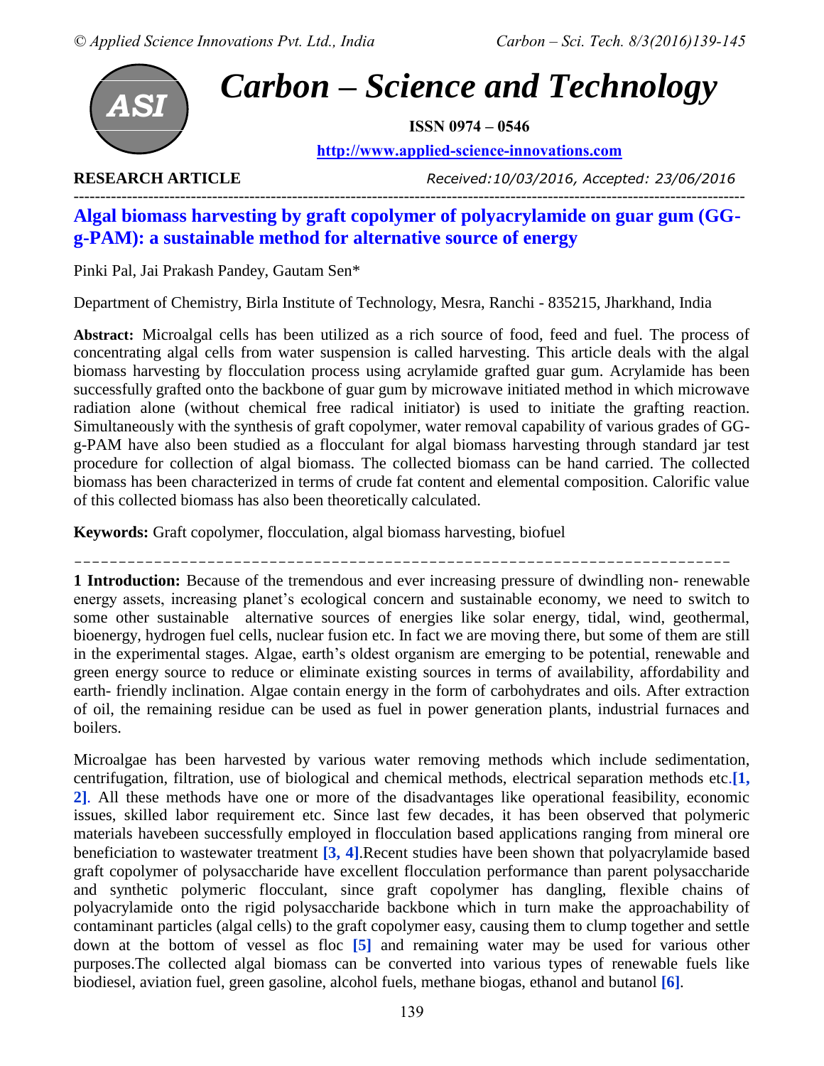# Carbon – Science and Technology

**ISSN 0974 – 0546**

http://www.applied-science-innovations.com

**RESEARCH ARTICLE** *Received:10/03/2016, Accepted: 23/06/2016*

## Algal biomass harvesting by graft copolymer of polyacrylamide on guar gum (GG-g-PAM): a sustainable method for alternative source of energy

Pinki Pal, Jai Prakash Pandey, Gautam Sen*

Department of Chemistry, Birla Institute of Technology, Mesra, Ranchi - 835215, Jharkhand, India

**Abstract:** Microalgal cells has been utilized as a rich source of food, feed and fuel. The process of concentrating algal cells from water suspension is called harvesting. This article deals with the algal biomass harvesting by flocculation process using acrylamide grafted guar gum. Acrylamide has been successfully grafted onto the backbone of guar gum by microwave initiated method in which microwave radiation alone (without chemical free radical initiator) is used to initiate the grafting reaction. Simultaneously with the synthesis of graft copolymer, water removal capability of various grades of GG-g-PAM have also been studied as a flocculant for algal biomass harvesting through standard jar test procedure for collection of algal biomass. The collected biomass can be hand carried. The collected biomass has been characterized in terms of crude fat content and elemental composition. Calorific value of this collected biomass has also been theoretically calculated.

**Keywords:** Graft copolymer, flocculation, algal biomass harvesting, biofuel

**1 Introduction:** Because of the tremendous and ever increasing pressure of dwindling non- renewable energy assets, increasing planet's ecological concern and sustainable economy, we need to switch to some other sustainable alternative sources of energies like solar energy, tidal, wind, geothermal, bioenergy, hydrogen fuel cells, nuclear fusion etc. In fact we are moving there, but some of them are still in the experimental stages. Algae, earth's oldest organism are emerging to be potential, renewable and green energy source to reduce or eliminate existing sources in terms of availability, affordability and earth- friendly inclination. Algae contain energy in the form of carbohydrates and oils. After extraction of oil, the remaining residue can be used as fuel in power generation plants, industrial furnaces and boilers.

Microalgae has been harvested by various water removing methods which include sedimentation, centrifugation, filtration, use of biological and chemical methods, electrical separation methods etc.[1, 2]. All these methods have one or more of the disadvantages like operational feasibility, economic issues, skilled labor requirement etc. Since last few decades, it has been observed that polymeric materials havebeen successfully employed in flocculation based applications ranging from mineral ore beneficiation to wastewater treatment [3, 4].Recent studies have been shown that polyacrylamide based graft copolymer of polysaccharide have excellent flocculation performance than parent polysaccharide and synthetic polymeric flocculant, since graft copolymer has dangling, flexible chains of polyacrylamide onto the rigid polysaccharide backbone which in turn make the approachability of contaminant particles (algal cells) to the graft copolymer easy, causing them to clump together and settle down at the bottom of vessel as floc [5] and remaining water may be used for various other purposes.The collected algal biomass can be converted into various types of renewable fuels like biodiesel, aviation fuel, green gasoline, alcohol fuels, methane biogas, ethanol and butanol [6].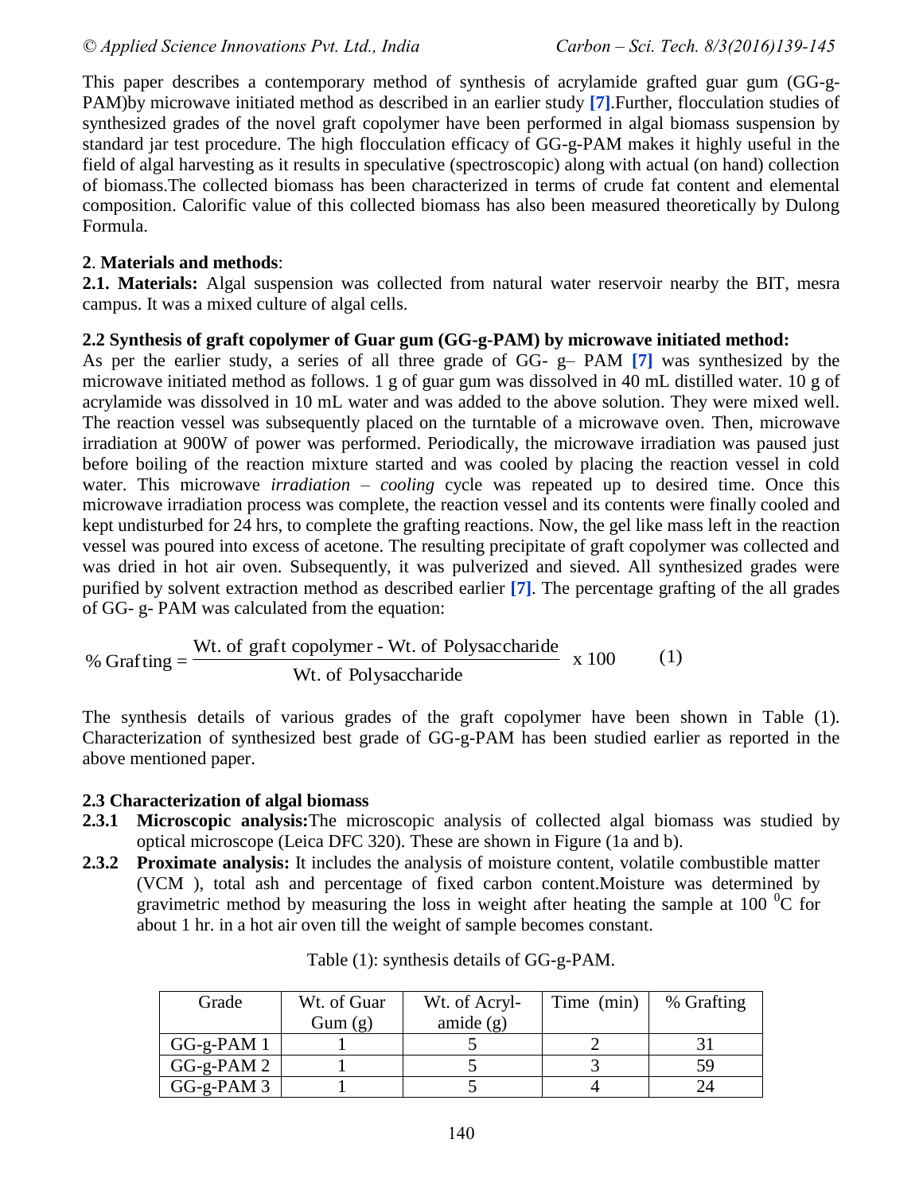This paper describes a contemporary method of synthesis of acrylamide grafted guar gum (GG-g-PAM)by microwave initiated method as described in an earlier study [7].Further, flocculation studies of synthesized grades of the novel graft copolymer have been performed in algal biomass suspension by standard jar test procedure. The high flocculation efficacy of GG-g-PAM makes it highly useful in the field of algal harvesting as it results in speculative (spectroscopic) along with actual (on hand) collection of biomass.The collected biomass has been characterized in terms of crude fat content and elemental composition. Calorific value of this collected biomass has also been measured theoretically by Dulong Formula.

## 2. Materials and methods:

**2.1. Materials:** Algal suspension was collected from natural water reservoir nearby the BIT, mesra campus. It was a mixed culture of algal cells.

### 2.2 Synthesis of graft copolymer of Guar gum (GG-g-PAM) by microwave initiated method:

As per the earlier study, a series of all three grade of GG- g– PAM [7] was synthesized by the microwave initiated method as follows. 1 g of guar gum was dissolved in 40 mL distilled water. 10 g of acrylamide was dissolved in 10 mL water and was added to the above solution. They were mixed well. The reaction vessel was subsequently placed on the turntable of a microwave oven. Then, microwave irradiation at 900W of power was performed. Periodically, the microwave irradiation was paused just before boiling of the reaction mixture started and was cooled by placing the reaction vessel in cold water. This microwave *irradiation* – *cooling* cycle was repeated up to desired time. Once this microwave irradiation process was complete, the reaction vessel and its contents were finally cooled and kept undisturbed for 24 hrs, to complete the grafting reactions. Now, the gel like mass left in the reaction vessel was poured into excess of acetone. The resulting precipitate of graft copolymer was collected and was dried in hot air oven. Subsequently, it was pulverized and sieved. All synthesized grades were purified by solvent extraction method as described earlier [7]. The percentage grafting of the all grades of GG- g- PAM was calculated from the equation:

$$\% \text{ Grafting} = \frac{\text{Wt. of graft copolymer - Wt. of Polysaccharide}}{\text{Wt. of Polysaccharide}} \times 100 \qquad (1)$$

The synthesis details of various grades of the graft copolymer have been shown in Table (1). Characterization of synthesized best grade of GG-g-PAM has been studied earlier as reported in the above mentioned paper.

### 2.3 Characterization of algal biomass

**2.3.1 Microscopic analysis:**The microscopic analysis of collected algal biomass was studied by optical microscope (Leica DFC 320). These are shown in Figure (1a and b).

**2.3.2 Proximate analysis:** It includes the analysis of moisture content, volatile combustible matter (VCM ), total ash and percentage of fixed carbon content.Moisture was determined by gravimetric method by measuring the loss in weight after heating the sample at 100 $^{0}$C for about 1 hr. in a hot air oven till the weight of sample becomes constant.

Table (1): synthesis details of GG-g-PAM.

| Grade | Wt. of Guar Gum (g) | Wt. of Acryl-amide (g) | Time (min) | % Grafting |
|---|---|---|---|---|
| GG-g-PAM 1 | 1 | 5 | 2 | 31 |
| GG-g-PAM 2 | 1 | 5 | 3 | 59 |
| GG-g-PAM 3 | 1 | 5 | 4 | 24 |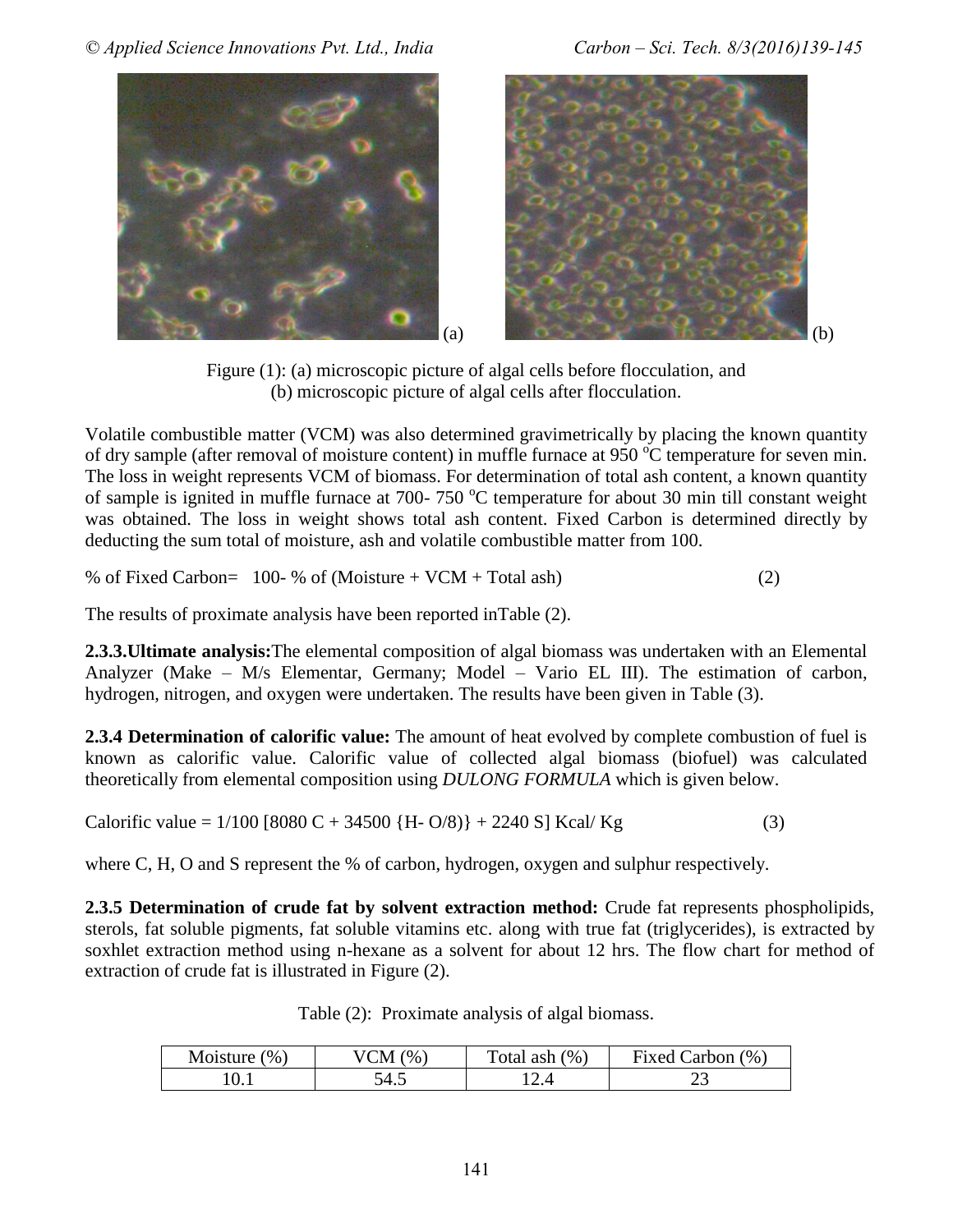Figure (1): (a) microscopic picture of algal cells before flocculation, and (b) microscopic picture of algal cells after flocculation.

Volatile combustible matter (VCM) was also determined gravimetrically by placing the known quantity of dry sample (after removal of moisture content) in muffle furnace at 950 $^{o}$C temperature for seven min. The loss in weight represents VCM of biomass. For determination of total ash content, a known quantity of sample is ignited in muffle furnace at 700- 750 $^{o}$C temperature for about 30 min till constant weight was obtained. The loss in weight shows total ash content. Fixed Carbon is determined directly by deducting the sum total of moisture, ash and volatile combustible matter from 100.

$$\% \text{ of Fixed Carbon} = 100 - \% \text{ of (Moisture + VCM + Total ash)} \quad (2)$$

The results of proximate analysis have been reported inTable (2).

**2.3.3.Ultimate analysis:**The elemental composition of algal biomass was undertaken with an Elemental Analyzer (Make – M/s Elementar, Germany; Model – Vario EL III). The estimation of carbon, hydrogen, nitrogen, and oxygen were undertaken. The results have been given in Table (3).

**2.3.4 Determination of calorific value:** The amount of heat evolved by complete combustion of fuel is known as calorific value. Calorific value of collected algal biomass (biofuel) was calculated theoretically from elemental composition using *DULONG FORMULA* which is given below.

$$\text{Calorific value} = 1/100 \left[8080\, C + 34500 \{H - O/8\} + 2240\, S\right] \text{ Kcal/ Kg} \quad (3)$$

where C, H, O and S represent the % of carbon, hydrogen, oxygen and sulphur respectively.

**2.3.5 Determination of crude fat by solvent extraction method:** Crude fat represents phospholipids, sterols, fat soluble pigments, fat soluble vitamins etc. along with true fat (triglycerides), is extracted by soxhlet extraction method using n-hexane as a solvent for about 12 hrs. The flow chart for method of extraction of crude fat is illustrated in Figure (2).

Table (2): Proximate analysis of algal biomass.

| Moisture (%) | VCM (%) | Total ash (%) | Fixed Carbon (%) |
|---|---|---|---|
| 10.1 | 54.5 | 12.4 | 23 |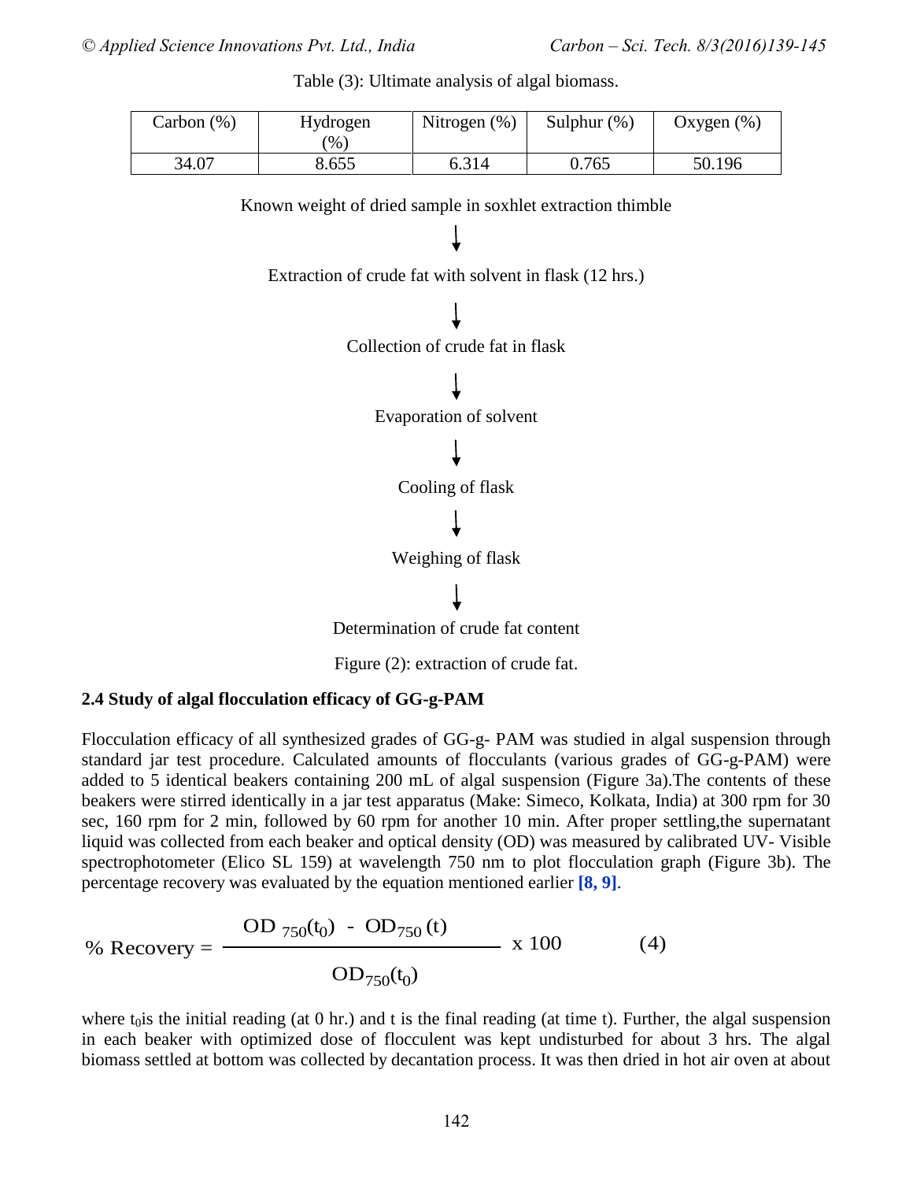Table (3): Ultimate analysis of algal biomass.

| Carbon (%) | Hydrogen (%) | Nitrogen (%) | Sulphur (%) | Oxygen (%) |
|---|---|---|---|---|
| 34.07 | 8.655 | 6.314 | 0.765 | 50.196 |

Known weight of dried sample in soxhlet extraction thimble

↓

Extraction of crude fat with solvent in flask (12 hrs.)

↓

Collection of crude fat in flask

↓

Evaporation of solvent

↓

Cooling of flask

↓

Weighing of flask

↓

Determination of crude fat content

Figure (2): extraction of crude fat.

### 2.4 Study of algal flocculation efficacy of GG-g-PAM

Flocculation efficacy of all synthesized grades of GG-g- PAM was studied in algal suspension through standard jar test procedure. Calculated amounts of flocculants (various grades of GG-g-PAM) were added to 5 identical beakers containing 200 mL of algal suspension (Figure 3a).The contents of these beakers were stirred identically in a jar test apparatus (Make: Simeco, Kolkata, India) at 300 rpm for 30 sec, 160 rpm for 2 min, followed by 60 rpm for another 10 min. After proper settling,the supernatant liquid was collected from each beaker and optical density (OD) was measured by calibrated UV- Visible spectrophotometer (Elico SL 159) at wavelength 750 nm to plot flocculation graph (Figure 3b). The percentage recovery was evaluated by the equation mentioned earlier **[8, 9]**.

$$\% \text{ Recovery} = \frac{OD_{750}(t_0) - OD_{750}(t)}{OD_{750}(t_0)} \times 100 \qquad (4)$$

where $t_0$is the initial reading (at 0 hr.) and t is the final reading (at time t). Further, the algal suspension in each beaker with optimized dose of flocculent was kept undisturbed for about 3 hrs. The algal biomass settled at bottom was collected by decantation process. It was then dried in hot air oven at about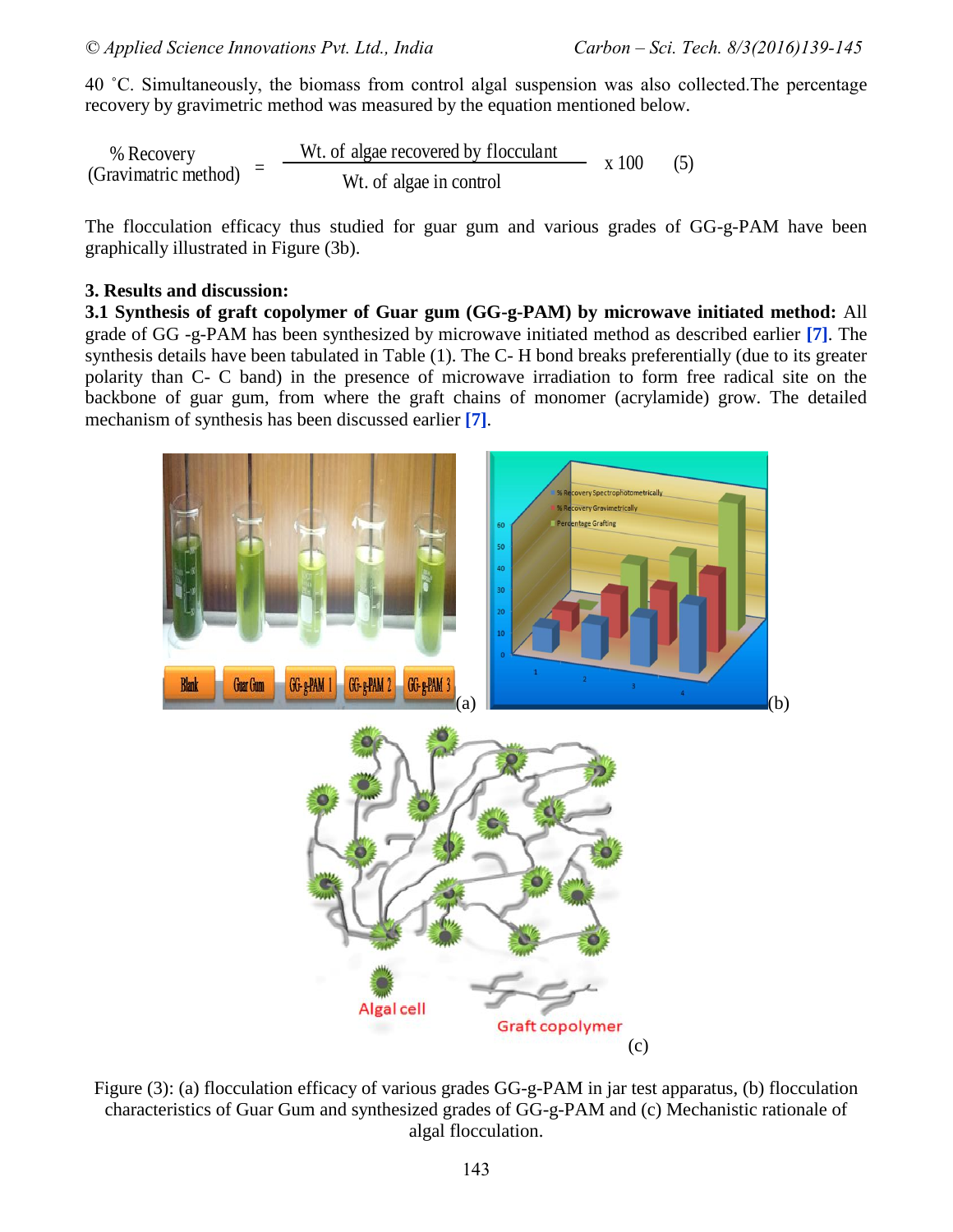40 ˚C. Simultaneously, the biomass from control algal suspension was also collected.The percentage recovery by gravimetric method was measured by the equation mentioned below.

$$\text{\% Recovery (Gravimatric method)} = \frac{\text{Wt. of algae recovered by flocculant}}{\text{Wt. of algae in control}} \times 100 \quad (5)$$

The flocculation efficacy thus studied for guar gum and various grades of GG-g-PAM have been graphically illustrated in Figure (3b).

### 3. Results and discussion:

**3.1 Synthesis of graft copolymer of Guar gum (GG-g-PAM) by microwave initiated method:** All grade of GG -g-PAM has been synthesized by microwave initiated method as described earlier [7]. The synthesis details have been tabulated in Table (1). The C- H bond breaks preferentially (due to its greater polarity than C- C band) in the presence of microwave irradiation to form free radical site on the backbone of guar gum, from where the graft chains of monomer (acrylamide) grow. The detailed mechanism of synthesis has been discussed earlier [7].

Figure (3): (a) flocculation efficacy of various grades GG-g-PAM in jar test apparatus, (b) flocculation characteristics of Guar Gum and synthesized grades of GG-g-PAM and (c) Mechanistic rationale of algal flocculation.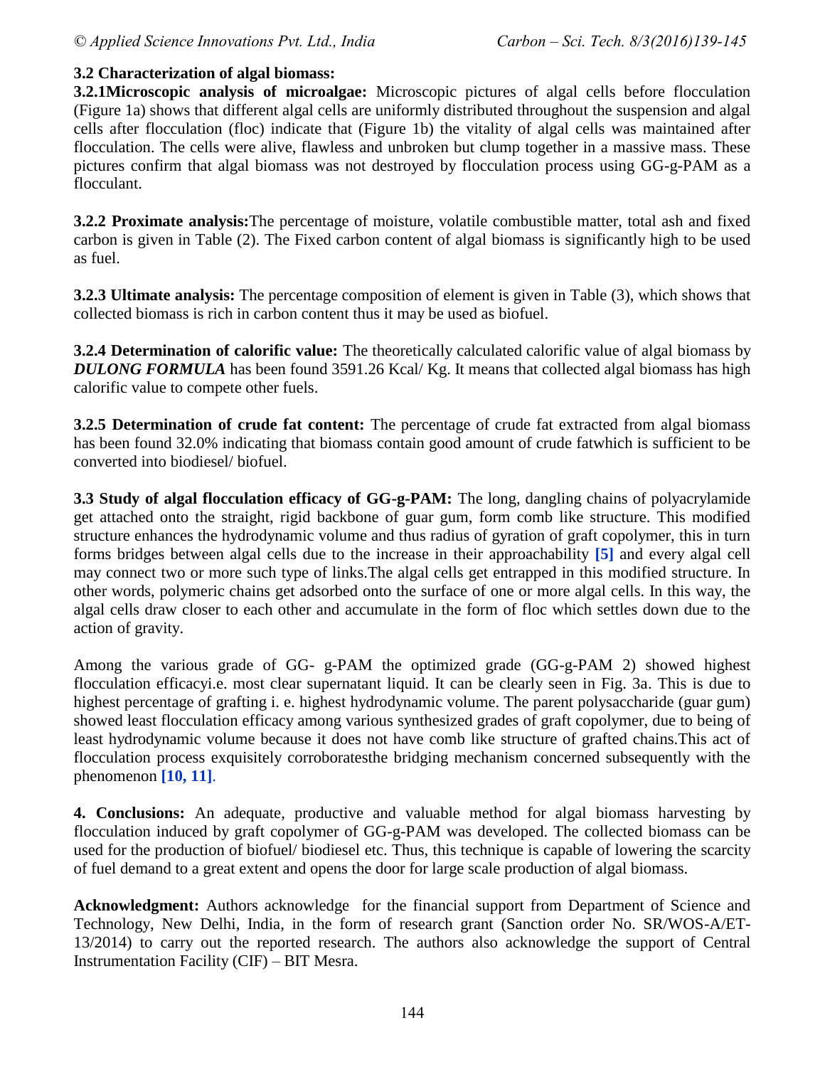### 3.2 Characterization of algal biomass:

**3.2.1Microscopic analysis of microalgae:** Microscopic pictures of algal cells before flocculation (Figure 1a) shows that different algal cells are uniformly distributed throughout the suspension and algal cells after flocculation (floc) indicate that (Figure 1b) the vitality of algal cells was maintained after flocculation. The cells were alive, flawless and unbroken but clump together in a massive mass. These pictures confirm that algal biomass was not destroyed by flocculation process using GG-g-PAM as a flocculant.

**3.2.2 Proximate analysis:**The percentage of moisture, volatile combustible matter, total ash and fixed carbon is given in Table (2). The Fixed carbon content of algal biomass is significantly high to be used as fuel.

**3.2.3 Ultimate analysis:** The percentage composition of element is given in Table (3), which shows that collected biomass is rich in carbon content thus it may be used as biofuel.

**3.2.4 Determination of calorific value:** The theoretically calculated calorific value of algal biomass by ***DULONG FORMULA*** has been found 3591.26 Kcal/ Kg. It means that collected algal biomass has high calorific value to compete other fuels.

**3.2.5 Determination of crude fat content:** The percentage of crude fat extracted from algal biomass has been found 32.0% indicating that biomass contain good amount of crude fatwhich is sufficient to be converted into biodiesel/ biofuel.

**3.3 Study of algal flocculation efficacy of GG-g-PAM:** The long, dangling chains of polyacrylamide get attached onto the straight, rigid backbone of guar gum, form comb like structure. This modified structure enhances the hydrodynamic volume and thus radius of gyration of graft copolymer, this in turn forms bridges between algal cells due to the increase in their approachability **[5]** and every algal cell may connect two or more such type of links.The algal cells get entrapped in this modified structure. In other words, polymeric chains get adsorbed onto the surface of one or more algal cells. In this way, the algal cells draw closer to each other and accumulate in the form of floc which settles down due to the action of gravity.

Among the various grade of GG- g-PAM the optimized grade (GG-g-PAM 2) showed highest flocculation efficacyi.e. most clear supernatant liquid. It can be clearly seen in Fig. 3a. This is due to highest percentage of grafting i. e. highest hydrodynamic volume. The parent polysaccharide (guar gum) showed least flocculation efficacy among various synthesized grades of graft copolymer, due to being of least hydrodynamic volume because it does not have comb like structure of grafted chains.This act of flocculation process exquisitely corroboratesthe bridging mechanism concerned subsequently with the phenomenon **[10, 11]**.

**4. Conclusions:** An adequate, productive and valuable method for algal biomass harvesting by flocculation induced by graft copolymer of GG-g-PAM was developed. The collected biomass can be used for the production of biofuel/ biodiesel etc. Thus, this technique is capable of lowering the scarcity of fuel demand to a great extent and opens the door for large scale production of algal biomass.

**Acknowledgment:** Authors acknowledge for the financial support from Department of Science and Technology, New Delhi, India, in the form of research grant (Sanction order No. SR/WOS-A/ET-13/2014) to carry out the reported research. The authors also acknowledge the support of Central Instrumentation Facility (CIF) – BIT Mesra.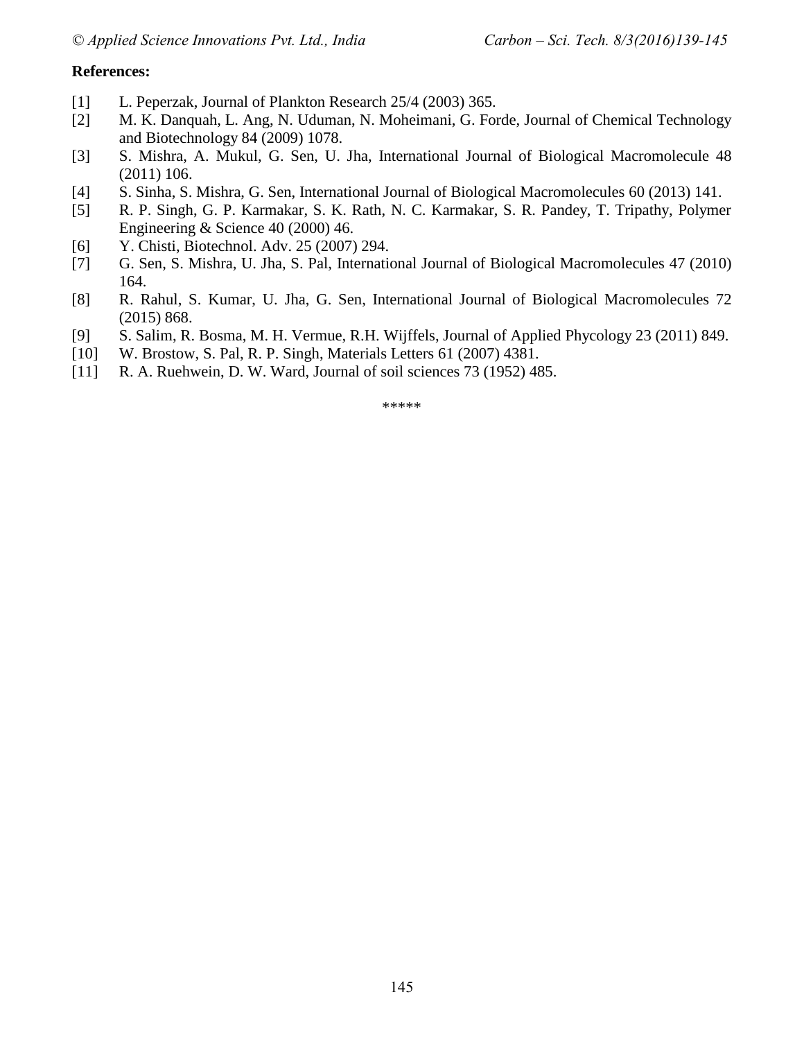**References:**

[1] L. Peperzak, Journal of Plankton Research 25/4 (2003) 365.

[2] M. K. Danquah, L. Ang, N. Uduman, N. Moheimani, G. Forde, Journal of Chemical Technology and Biotechnology 84 (2009) 1078.

[3] S. Mishra, A. Mukul, G. Sen, U. Jha, International Journal of Biological Macromolecule 48 (2011) 106.

[4] S. Sinha, S. Mishra, G. Sen, International Journal of Biological Macromolecules 60 (2013) 141.

[5] R. P. Singh, G. P. Karmakar, S. K. Rath, N. C. Karmakar, S. R. Pandey, T. Tripathy, Polymer Engineering & Science 40 (2000) 46.

[6] Y. Chisti, Biotechnol. Adv. 25 (2007) 294.

[7] G. Sen, S. Mishra, U. Jha, S. Pal, International Journal of Biological Macromolecules 47 (2010) 164.

[8] R. Rahul, S. Kumar, U. Jha, G. Sen, International Journal of Biological Macromolecules 72 (2015) 868.

[9] S. Salim, R. Bosma, M. H. Vermue, R.H. Wijffels, Journal of Applied Phycology 23 (2011) 849.

[10] W. Brostow, S. Pal, R. P. Singh, Materials Letters 61 (2007) 4381.

[11] R. A. Ruehwein, D. W. Ward, Journal of soil sciences 73 (1952) 485.

*****